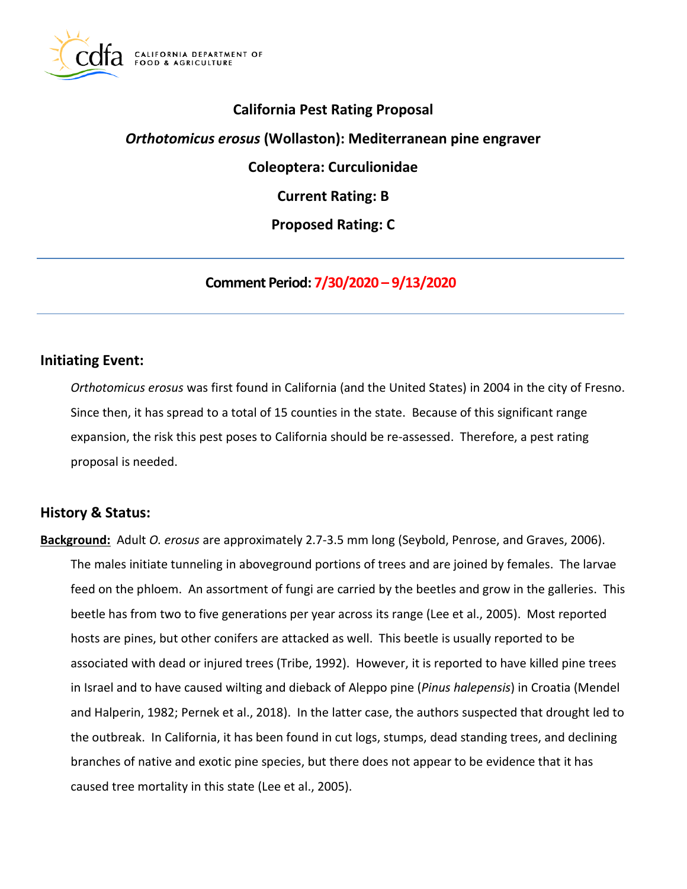# California Pest Rating Proposal

## *Orthotomicus erosus* (Wollaston): Mediterranean pine engraver

### Coleoptera: Curculionidae

**Current Rating: B**

**Proposed Rating: C**

---

**Comment Period: 7/30/2020 – 9/13/2020**

---

## Initiating Event:

*Orthotomicus erosus* was first found in California (and the United States) in 2004 in the city of Fresno. Since then, it has spread to a total of 15 counties in the state. Because of this significant range expansion, the risk this pest poses to California should be re-assessed. Therefore, a pest rating proposal is needed.

## History & Status:

**Background:** Adult *O. erosus* are approximately 2.7-3.5 mm long (Seybold, Penrose, and Graves, 2006). The males initiate tunneling in aboveground portions of trees and are joined by females. The larvae feed on the phloem. An assortment of fungi are carried by the beetles and grow in the galleries. This beetle has from two to five generations per year across its range (Lee et al., 2005). Most reported hosts are pines, but other conifers are attacked as well. This beetle is usually reported to be associated with dead or injured trees (Tribe, 1992). However, it is reported to have killed pine trees in Israel and to have caused wilting and dieback of Aleppo pine (*Pinus halepensis*) in Croatia (Mendel and Halperin, 1982; Pernek et al., 2018). In the latter case, the authors suspected that drought led to the outbreak. In California, it has been found in cut logs, stumps, dead standing trees, and declining branches of native and exotic pine species, but there does not appear to be evidence that it has caused tree mortality in this state (Lee et al., 2005).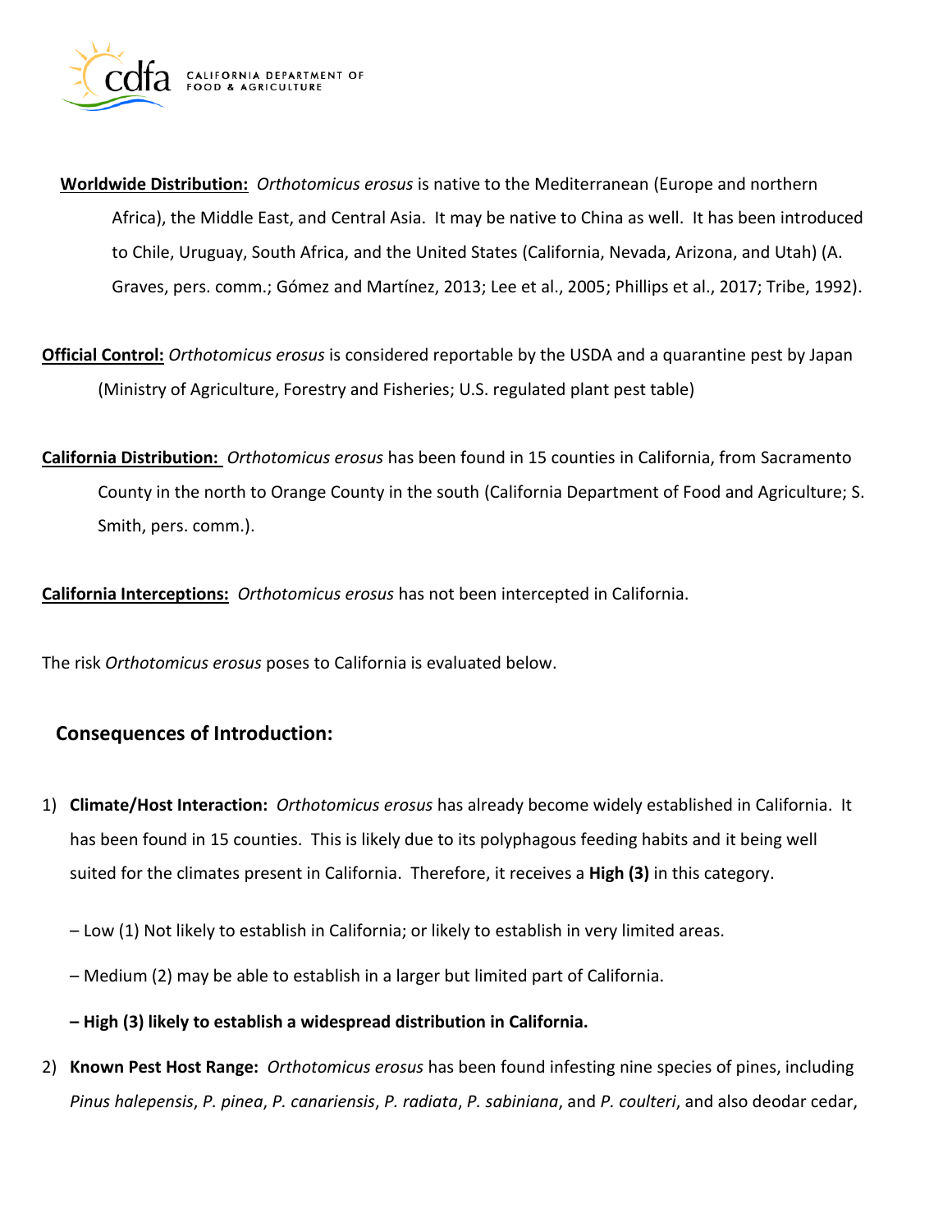**Worldwide Distribution:** *Orthotomicus erosus* is native to the Mediterranean (Europe and northern Africa), the Middle East, and Central Asia. It may be native to China as well. It has been introduced to Chile, Uruguay, South Africa, and the United States (California, Nevada, Arizona, and Utah) (A. Graves, pers. comm.; Gómez and Martínez, 2013; Lee et al., 2005; Phillips et al., 2017; Tribe, 1992).

**Official Control:** *Orthotomicus erosus* is considered reportable by the USDA and a quarantine pest by Japan (Ministry of Agriculture, Forestry and Fisheries; U.S. regulated plant pest table)

**California Distribution:** *Orthotomicus erosus* has been found in 15 counties in California, from Sacramento County in the north to Orange County in the south (California Department of Food and Agriculture; S. Smith, pers. comm.).

**California Interceptions:** *Orthotomicus erosus* has not been intercepted in California.

The risk *Orthotomicus erosus* poses to California is evaluated below.

## Consequences of Introduction:

1) **Climate/Host Interaction:** *Orthotomicus erosus* has already become widely established in California. It has been found in 15 counties. This is likely due to its polyphagous feeding habits and it being well suited for the climates present in California. Therefore, it receives a **High (3)** in this category.

   – Low (1) Not likely to establish in California; or likely to establish in very limited areas.

   – Medium (2) may be able to establish in a larger but limited part of California.

   **– High (3) likely to establish a widespread distribution in California.**

2) **Known Pest Host Range:** *Orthotomicus erosus* has been found infesting nine species of pines, including *Pinus halepensis*, *P. pinea*, *P. canariensis*, *P. radiata*, *P. sabiniana*, and *P. coulteri*, and also deodar cedar,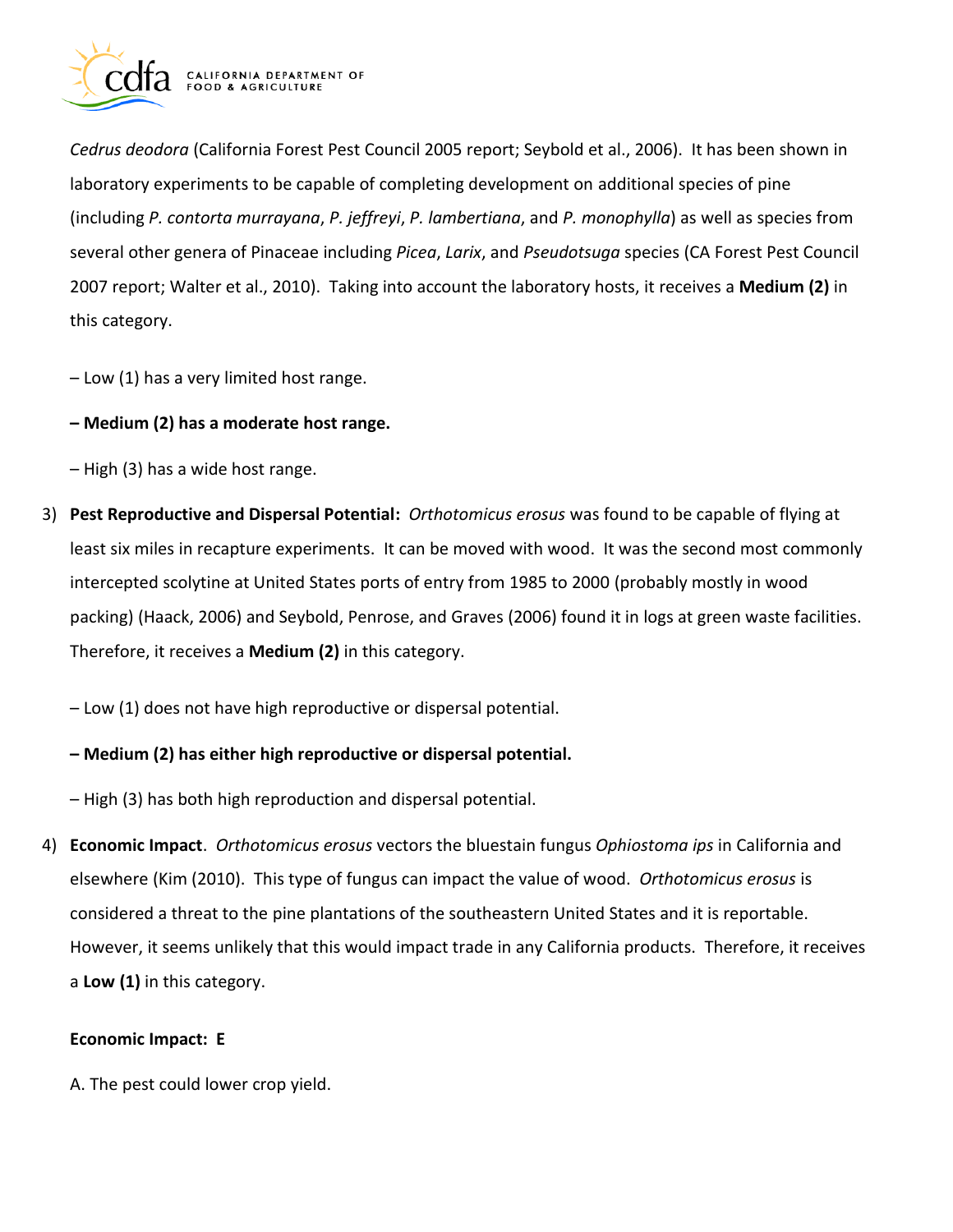*Cedrus deodora* (California Forest Pest Council 2005 report; Seybold et al., 2006). It has been shown in laboratory experiments to be capable of completing development on additional species of pine (including *P. contorta murrayana*, *P. jeffreyi*, *P. lambertiana*, and *P. monophylla*) as well as species from several other genera of Pinaceae including *Picea*, *Larix*, and *Pseudotsuga* species (CA Forest Pest Council 2007 report; Walter et al., 2010). Taking into account the laboratory hosts, it receives a **Medium (2)** in this category.

– Low (1) has a very limited host range.

**– Medium (2) has a moderate host range.**

– High (3) has a wide host range.

3) **Pest Reproductive and Dispersal Potential:** *Orthotomicus erosus* was found to be capable of flying at least six miles in recapture experiments. It can be moved with wood. It was the second most commonly intercepted scolytine at United States ports of entry from 1985 to 2000 (probably mostly in wood packing) (Haack, 2006) and Seybold, Penrose, and Graves (2006) found it in logs at green waste facilities. Therefore, it receives a **Medium (2)** in this category.

   – Low (1) does not have high reproductive or dispersal potential.

   **– Medium (2) has either high reproductive or dispersal potential.**

   – High (3) has both high reproduction and dispersal potential.

4) **Economic Impact**. *Orthotomicus erosus* vectors the bluestain fungus *Ophiostoma ips* in California and elsewhere (Kim (2010). This type of fungus can impact the value of wood. *Orthotomicus erosus* is considered a threat to the pine plantations of the southeastern United States and it is reportable. However, it seems unlikely that this would impact trade in any California products. Therefore, it receives a **Low (1)** in this category.

   **Economic Impact: E**

   A. The pest could lower crop yield.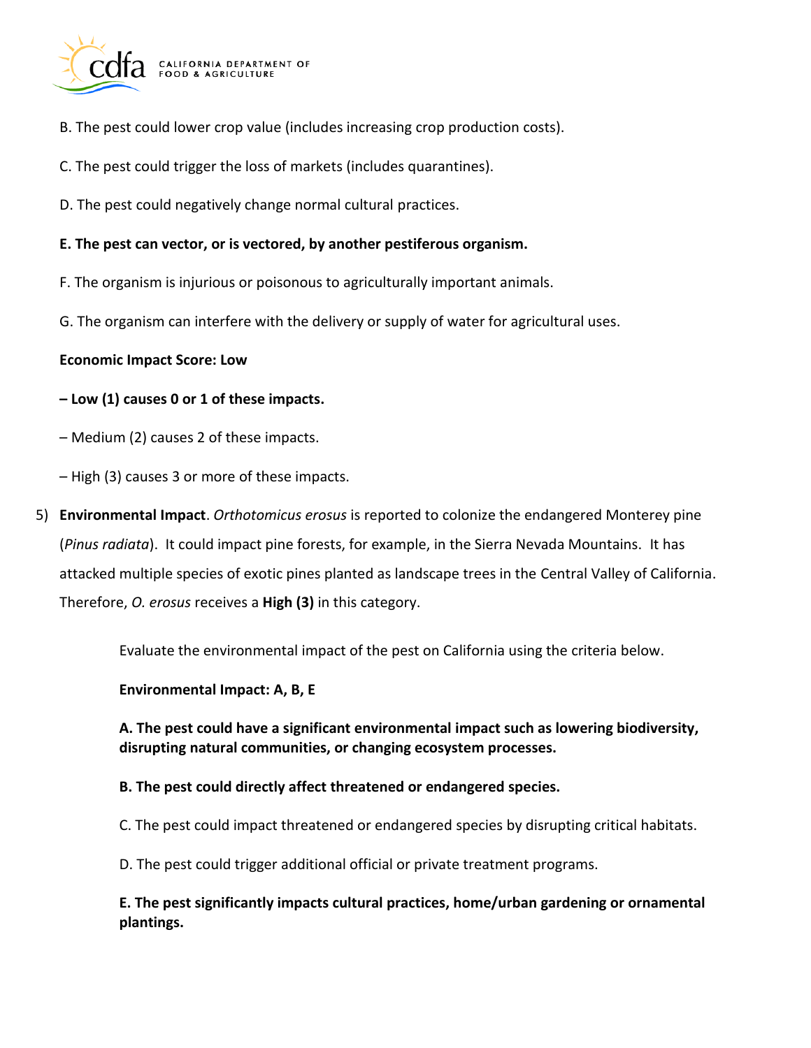B. The pest could lower crop value (includes increasing crop production costs).

C. The pest could trigger the loss of markets (includes quarantines).

D. The pest could negatively change normal cultural practices.

**E. The pest can vector, or is vectored, by another pestiferous organism.**

F. The organism is injurious or poisonous to agriculturally important animals.

G. The organism can interfere with the delivery or supply of water for agricultural uses.

**Economic Impact Score: Low**

**– Low (1) causes 0 or 1 of these impacts.**

– Medium (2) causes 2 of these impacts.

– High (3) causes 3 or more of these impacts.

5) **Environmental Impact**. *Orthotomicus erosus* is reported to colonize the endangered Monterey pine (*Pinus radiata*). It could impact pine forests, for example, in the Sierra Nevada Mountains. It has attacked multiple species of exotic pines planted as landscape trees in the Central Valley of California. Therefore, *O. erosus* receives a **High (3)** in this category.

   Evaluate the environmental impact of the pest on California using the criteria below.

   **Environmental Impact: A, B, E**

   **A. The pest could have a significant environmental impact such as lowering biodiversity, disrupting natural communities, or changing ecosystem processes.**

   **B. The pest could directly affect threatened or endangered species.**

   C. The pest could impact threatened or endangered species by disrupting critical habitats.

   D. The pest could trigger additional official or private treatment programs.

   **E. The pest significantly impacts cultural practices, home/urban gardening or ornamental plantings.**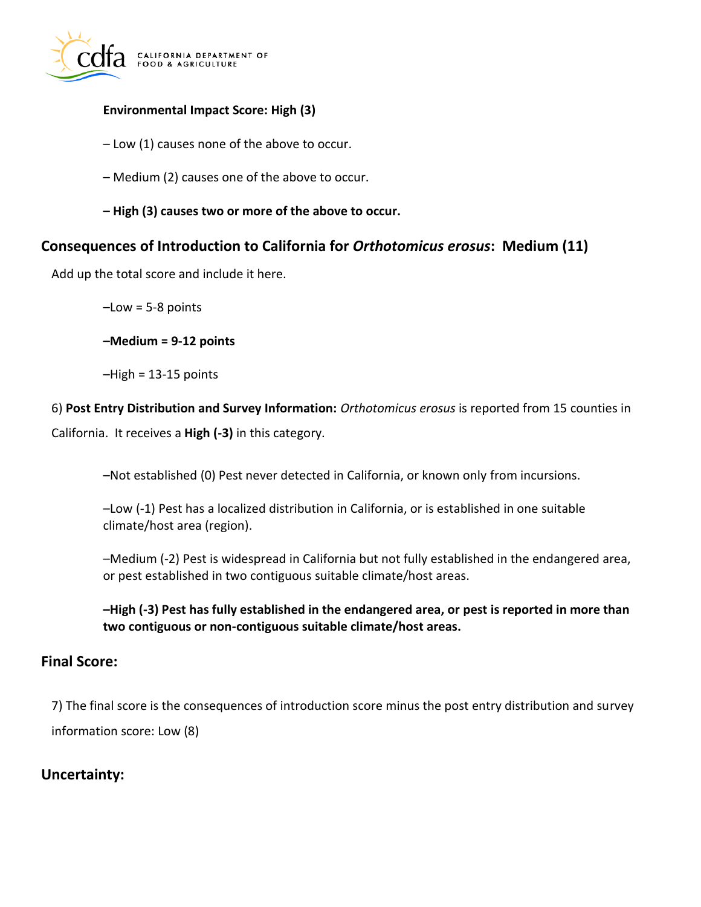**Environmental Impact Score: High (3)**

– Low (1) causes none of the above to occur.

– Medium (2) causes one of the above to occur.

**– High (3) causes two or more of the above to occur.**

## Consequences of Introduction to California for *Orthotomicus erosus*: Medium (11)

Add up the total score and include it here.

–Low = 5-8 points

**–Medium = 9-12 points**

–High = 13-15 points

6) **Post Entry Distribution and Survey Information:** *Orthotomicus erosus* is reported from 15 counties in California. It receives a **High (-3)** in this category.

–Not established (0) Pest never detected in California, or known only from incursions.

–Low (-1) Pest has a localized distribution in California, or is established in one suitable climate/host area (region).

–Medium (-2) Pest is widespread in California but not fully established in the endangered area, or pest established in two contiguous suitable climate/host areas.

**–High (-3) Pest has fully established in the endangered area, or pest is reported in more than two contiguous or non-contiguous suitable climate/host areas.**

## Final Score:

7) The final score is the consequences of introduction score minus the post entry distribution and survey information score: Low (8)

## Uncertainty: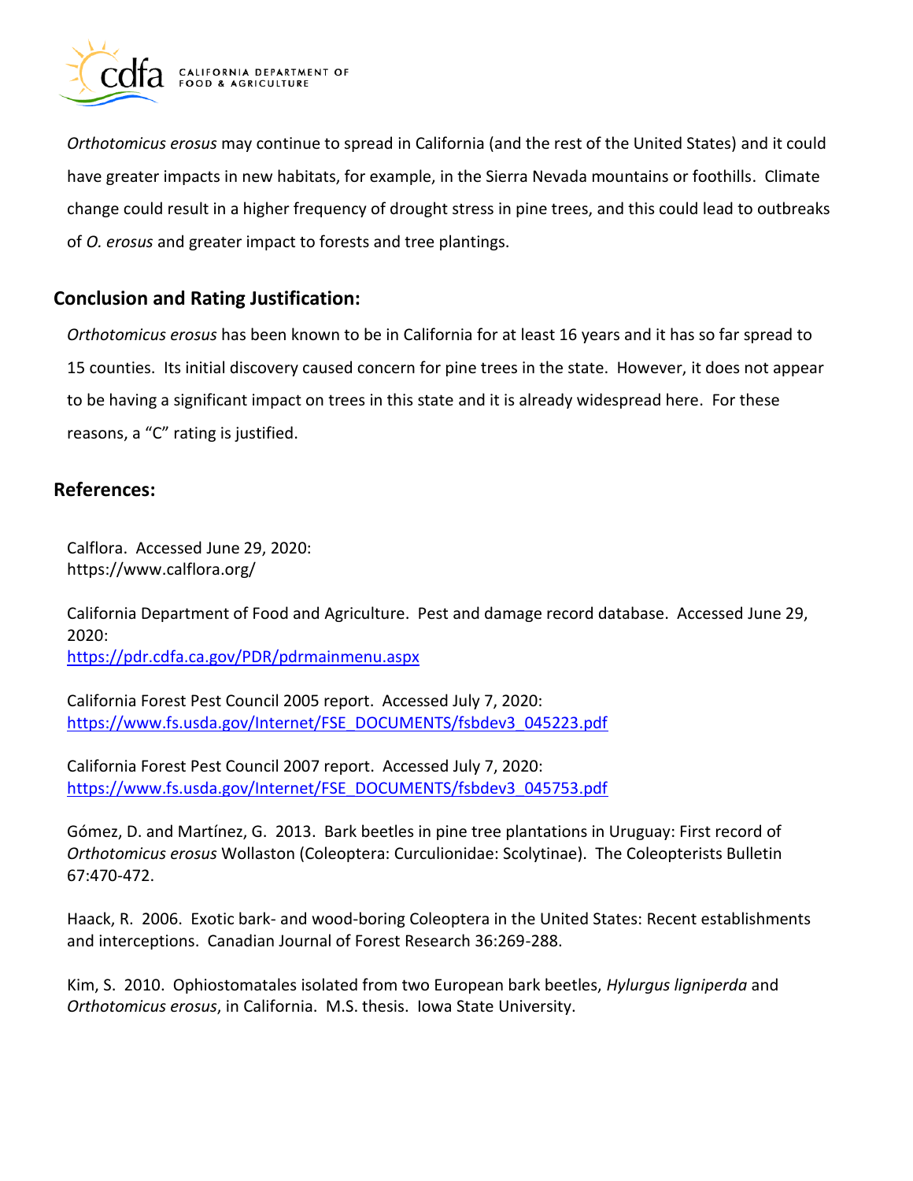*Orthotomicus erosus* may continue to spread in California (and the rest of the United States) and it could have greater impacts in new habitats, for example, in the Sierra Nevada mountains or foothills. Climate change could result in a higher frequency of drought stress in pine trees, and this could lead to outbreaks of *O. erosus* and greater impact to forests and tree plantings.

## Conclusion and Rating Justification:

*Orthotomicus erosus* has been known to be in California for at least 16 years and it has so far spread to 15 counties. Its initial discovery caused concern for pine trees in the state. However, it does not appear to be having a significant impact on trees in this state and it is already widespread here. For these reasons, a "C" rating is justified.

## References:

Calflora. Accessed June 29, 2020:
https://www.calflora.org/

California Department of Food and Agriculture. Pest and damage record database. Accessed June 29, 2020:
https://pdr.cdfa.ca.gov/PDR/pdrmainmenu.aspx

California Forest Pest Council 2005 report. Accessed July 7, 2020:
https://www.fs.usda.gov/Internet/FSE_DOCUMENTS/fsbdev3_045223.pdf

California Forest Pest Council 2007 report. Accessed July 7, 2020:
https://www.fs.usda.gov/Internet/FSE_DOCUMENTS/fsbdev3_045753.pdf

Gómez, D. and Martínez, G. 2013. Bark beetles in pine tree plantations in Uruguay: First record of *Orthotomicus erosus* Wollaston (Coleoptera: Curculionidae: Scolytinae). The Coleopterists Bulletin 67:470-472.

Haack, R. 2006. Exotic bark- and wood-boring Coleoptera in the United States: Recent establishments and interceptions. Canadian Journal of Forest Research 36:269-288.

Kim, S. 2010. Ophiostomatales isolated from two European bark beetles, *Hylurgus ligniperda* and *Orthotomicus erosus*, in California. M.S. thesis. Iowa State University.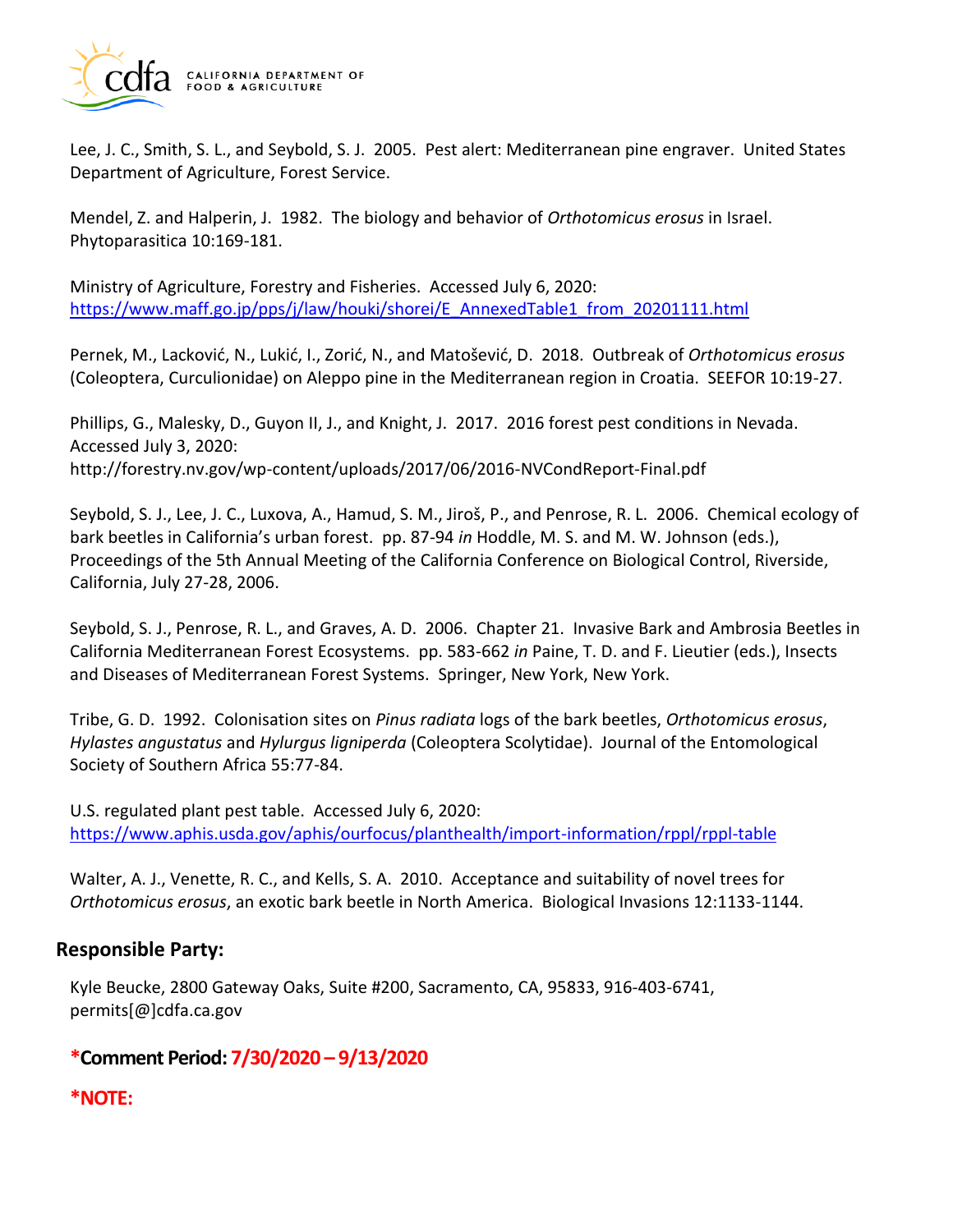Lee, J. C., Smith, S. L., and Seybold, S. J. 2005. Pest alert: Mediterranean pine engraver. United States Department of Agriculture, Forest Service.

Mendel, Z. and Halperin, J. 1982. The biology and behavior of *Orthotomicus erosus* in Israel. Phytoparasitica 10:169-181.

Ministry of Agriculture, Forestry and Fisheries. Accessed July 6, 2020: [https://www.maff.go.jp/pps/j/law/houki/shorei/E_AnnexedTable1_from_20201111.html](https://www.maff.go.jp/pps/j/law/houki/shorei/E_AnnexedTable1_from_20201111.html)

Pernek, M., Lacković, N., Lukić, I., Zorić, N., and Matošević, D. 2018. Outbreak of *Orthotomicus erosus* (Coleoptera, Curculionidae) on Aleppo pine in the Mediterranean region in Croatia. SEEFOR 10:19-27.

Phillips, G., Malesky, D., Guyon II, J., and Knight, J. 2017. 2016 forest pest conditions in Nevada. Accessed July 3, 2020: http://forestry.nv.gov/wp-content/uploads/2017/06/2016-NVCondReport-Final.pdf

Seybold, S. J., Lee, J. C., Luxova, A., Hamud, S. M., Jiroš, P., and Penrose, R. L. 2006. Chemical ecology of bark beetles in California's urban forest. pp. 87-94 *in* Hoddle, M. S. and M. W. Johnson (eds.), Proceedings of the 5th Annual Meeting of the California Conference on Biological Control, Riverside, California, July 27-28, 2006.

Seybold, S. J., Penrose, R. L., and Graves, A. D. 2006. Chapter 21. Invasive Bark and Ambrosia Beetles in California Mediterranean Forest Ecosystems. pp. 583-662 *in* Paine, T. D. and F. Lieutier (eds.), Insects and Diseases of Mediterranean Forest Systems. Springer, New York, New York.

Tribe, G. D. 1992. Colonisation sites on *Pinus radiata* logs of the bark beetles, *Orthotomicus erosus*, *Hylastes angustatus* and *Hylurgus ligniperda* (Coleoptera Scolytidae). Journal of the Entomological Society of Southern Africa 55:77-84.

U.S. regulated plant pest table. Accessed July 6, 2020: [https://www.aphis.usda.gov/aphis/ourfocus/planthealth/import-information/rppl/rppl-table](https://www.aphis.usda.gov/aphis/ourfocus/planthealth/import-information/rppl/rppl-table)

Walter, A. J., Venette, R. C., and Kells, S. A. 2010. Acceptance and suitability of novel trees for *Orthotomicus erosus*, an exotic bark beetle in North America. Biological Invasions 12:1133-1144.

## Responsible Party:

Kyle Beucke, 2800 Gateway Oaks, Suite #200, Sacramento, CA, 95833, 916-403-6741, permits[@]cdfa.ca.gov

## *Comment Period: 7/30/2020 – 9/13/2020

## *NOTE: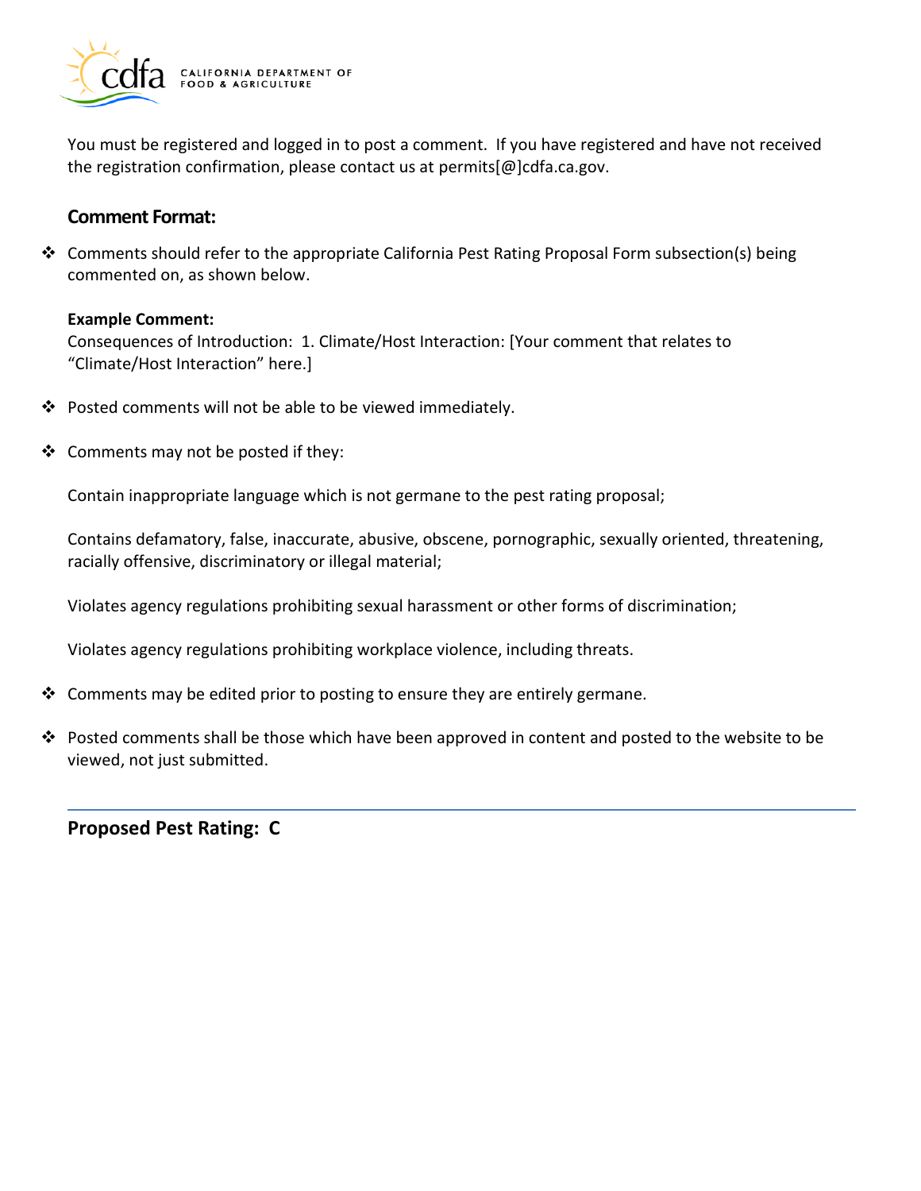You must be registered and logged in to post a comment. If you have registered and have not received the registration confirmation, please contact us at permits[@]cdfa.ca.gov.

### Comment Format:

- Comments should refer to the appropriate California Pest Rating Proposal Form subsection(s) being commented on, as shown below.

  **Example Comment:**
  Consequences of Introduction: 1. Climate/Host Interaction: [Your comment that relates to "Climate/Host Interaction" here.]

- Posted comments will not be able to be viewed immediately.

- Comments may not be posted if they:

  Contain inappropriate language which is not germane to the pest rating proposal;

  Contains defamatory, false, inaccurate, abusive, obscene, pornographic, sexually oriented, threatening, racially offensive, discriminatory or illegal material;

  Violates agency regulations prohibiting sexual harassment or other forms of discrimination;

  Violates agency regulations prohibiting workplace violence, including threats.

- Comments may be edited prior to posting to ensure they are entirely germane.

- Posted comments shall be those which have been approved in content and posted to the website to be viewed, not just submitted.

---

**Proposed Pest Rating: C**